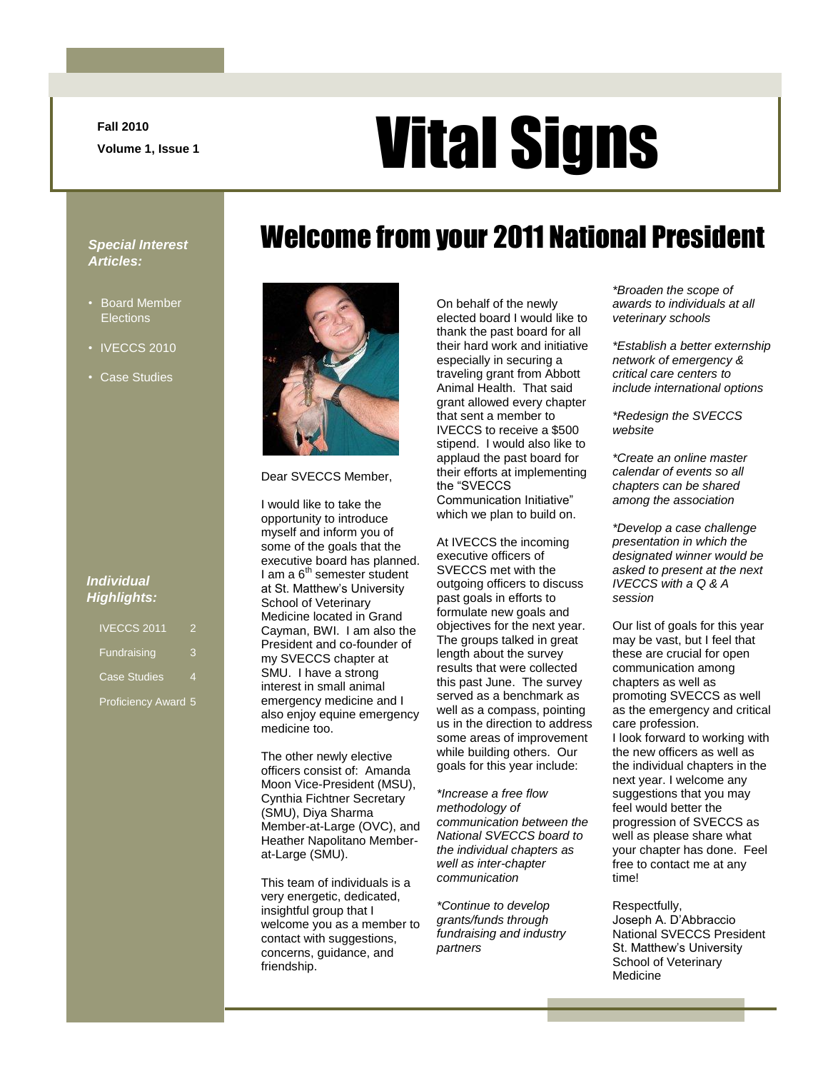Fall 2010

Volume 1, Issue 1

# Vital Signs

***Special Interest Articles:***

- Board Member Elections
- IVECCS 2010
- Case Studies

***Individual Highlights:***

| | |
|---|---|
| IVECCS 2011 | 2 |
| Fundraising | 3 |
| Case Studies | 4 |
| Proficiency Award | 5 |

## Welcome from your 2011 National President

Dear SVECCS Member,

I would like to take the opportunity to introduce myself and inform you of some of the goals that the executive board has planned. I am a 6th semester student at St. Matthew's University School of Veterinary Medicine located in Grand Cayman, BWI. I am also the President and co-founder of my SVECCS chapter at SMU. I have a strong interest in small animal emergency medicine and I also enjoy equine emergency medicine too.

The other newly elective officers consist of: Amanda Moon Vice-President (MSU), Cynthia Fichtner Secretary (SMU), Diya Sharma Member-at-Large (OVC), and Heather Napolitano Member-at-Large (SMU).

This team of individuals is a very energetic, dedicated, insightful group that I welcome you as a member to contact with suggestions, concerns, guidance, and friendship.

On behalf of the newly elected board I would like to thank the past board for all their hard work and initiative especially in securing a traveling grant from Abbott Animal Health. That said grant allowed every chapter that sent a member to IVECCS to receive a $500 stipend. I would also like to applaud the past board for their efforts at implementing the "SVECCS Communication Initiative" which we plan to build on.

At IVECCS the incoming executive officers of SVECCS met with the outgoing officers to discuss past goals in efforts to formulate new goals and objectives for the next year. The groups talked in great length about the survey results that were collected this past June. The survey served as a benchmark as well as a compass, pointing us in the direction to address some areas of improvement while building others. Our goals for this year include:

*\*Increase a free flow methodology of communication between the National SVECCS board to the individual chapters as well as inter-chapter communication*

*\*Continue to develop grants/funds through fundraising and industry partners*

*\*Broaden the scope of awards to individuals at all veterinary schools*

*\*Establish a better externship network of emergency & critical care centers to include international options*

*\*Redesign the SVECCS website*

*\*Create an online master calendar of events so all chapters can be shared among the association*

*\*Develop a case challenge presentation in which the designated winner would be asked to present at the next IVECCS with a Q & A session*

Our list of goals for this year may be vast, but I feel that these are crucial for open communication among chapters as well as promoting SVECCS as well as the emergency and critical care profession.

I look forward to working with the new officers as well as the individual chapters in the next year. I welcome any suggestions that you may feel would better the progression of SVECCS as well as please share what your chapter has done. Feel free to contact me at any time!

Respectfully,
Joseph A. D'Abbraccio
National SVECCS President
St. Matthew's University
School of Veterinary
Medicine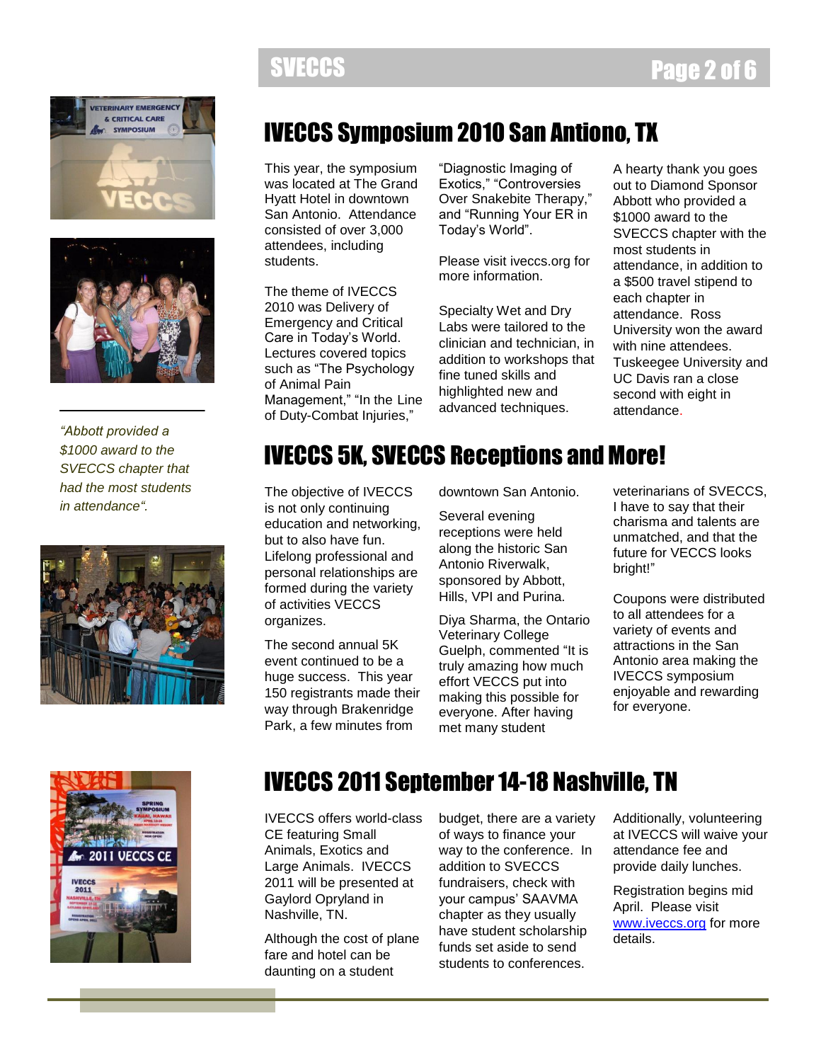## IVECCS Symposium 2010 San Antiono, TX

This year, the symposium was located at The Grand Hyatt Hotel in downtown San Antonio. Attendance consisted of over 3,000 attendees, including students.

The theme of IVECCS 2010 was Delivery of Emergency and Critical Care in Today's World. Lectures covered topics such as "The Psychology of Animal Pain Management," "In the Line of Duty-Combat Injuries," "Diagnostic Imaging of Exotics," "Controversies Over Snakebite Therapy," and "Running Your ER in Today's World".

Please visit iveccs.org for more information.

Specialty Wet and Dry Labs were tailored to the clinician and technician, in addition to workshops that fine tuned skills and highlighted new and advanced techniques.

A hearty thank you goes out to Diamond Sponsor Abbott who provided a $1000 award to the SVECCS chapter with the most students in attendance, in addition to a $500 travel stipend to each chapter in attendance. Ross University won the award with nine attendees. Tuskeegee University and UC Davis ran a close second with eight in attendance.

*"Abbott provided a $1000 award to the SVECCS chapter that had the most students in attendance".*

## IVECCS 5K, SVECCS Receptions and More!

The objective of IVECCS is not only continuing education and networking, but to also have fun. Lifelong professional and personal relationships are formed during the variety of activities VECCS organizes.

The second annual 5K event continued to be a huge success. This year 150 registrants made their way through Brakenridge Park, a few minutes from downtown San Antonio.

Several evening receptions were held along the historic San Antonio Riverwalk, sponsored by Abbott, Hills, VPI and Purina.

Diya Sharma, the Ontario Veterinary College Guelph, commented "It is truly amazing how much effort VECCS put into making this possible for everyone. After having met many student veterinarians of SVECCS, I have to say that their charisma and talents are unmatched, and that the future for VECCS looks bright!"

Coupons were distributed to all attendees for a variety of events and attractions in the San Antonio area making the IVECCS symposium enjoyable and rewarding for everyone.

## IVECCS 2011 September 14-18 Nashville, TN

IVECCS offers world-class CE featuring Small Animals, Exotics and Large Animals. IVECCS 2011 will be presented at Gaylord Opryland in Nashville, TN.

Although the cost of plane fare and hotel can be daunting on a student budget, there are a variety of ways to finance your way to the conference. In addition to SVECCS fundraisers, check with your campus' SAAVMA chapter as they usually have student scholarship funds set aside to send students to conferences.

Additionally, volunteering at IVECCS will waive your attendance fee and provide daily lunches.

Registration begins mid April. Please visit www.iveccs.org for more details.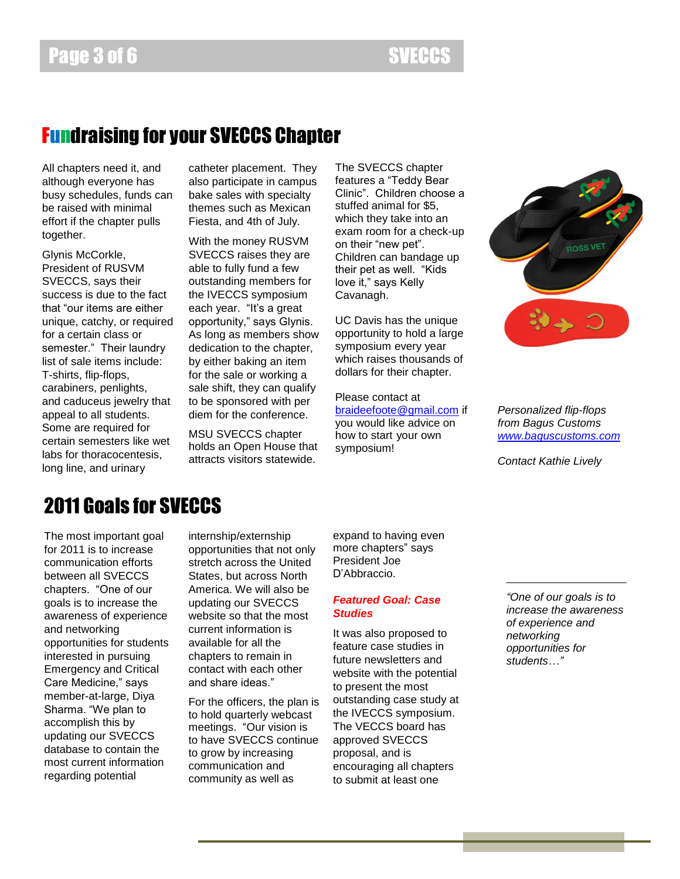## Fundraising for your SVECCS Chapter

All chapters need it, and although everyone has busy schedules, funds can be raised with minimal effort if the chapter pulls together.

Glynis McCorkle, President of RUSVM SVECCS, says their success is due to the fact that "our items are either unique, catchy, or required for a certain class or semester." Their laundry list of sale items include: T-shirts, flip-flops, carabiners, penlights, and caduceus jewelry that appeal to all students. Some are required for certain semesters like wet labs for thoracocentesis, long line, and urinary catheter placement. They also participate in campus bake sales with specialty themes such as Mexican Fiesta, and 4th of July.

With the money RUSVM SVECCS raises they are able to fully fund a few outstanding members for the IVECCS symposium each year. "It's a great opportunity," says Glynis. As long as members show dedication to the chapter, by either baking an item for the sale or working a sale shift, they can qualify to be sponsored with per diem for the conference.

MSU SVECCS chapter holds an Open House that attracts visitors statewide. The SVECCS chapter features a "Teddy Bear Clinic". Children choose a stuffed animal for $5, which they take into an exam room for a check-up on their "new pet". Children can bandage up their pet as well. "Kids love it," says Kelly Cavanagh.

UC Davis has the unique opportunity to hold a large symposium every year which raises thousands of dollars for their chapter.

Please contact at braideefoote@gmail.com if you would like advice on how to start your own symposium!

*Personalized flip-flops from Bagus Customs [www.baguscustoms.com](http://www.baguscustoms.com)*

*Contact Kathie Lively*

## 2011 Goals for SVECCS

The most important goal for 2011 is to increase communication efforts between all SVECCS chapters. "One of our goals is to increase the awareness of experience and networking opportunities for students interested in pursuing Emergency and Critical Care Medicine," says member-at-large, Diya Sharma. "We plan to accomplish this by updating our SVECCS database to contain the most current information regarding potential internship/externship opportunities that not only stretch across the United States, but across North America. We will also be updating our SVECCS website so that the most current information is available for all the chapters to remain in contact with each other and share ideas."

For the officers, the plan is to hold quarterly webcast meetings. "Our vision is to have SVECCS continue to grow by increasing communication and community as well as expand to having even more chapters" says President Joe D'Abbraccio.

### *Featured Goal: Case Studies*

It was also proposed to feature case studies in future newsletters and website with the potential to present the most outstanding case study at the IVECCS symposium. The VECCS board has approved SVECCS proposal, and is encouraging all chapters to submit at least one

*"One of our goals is to increase the awareness of experience and networking opportunities for students…"*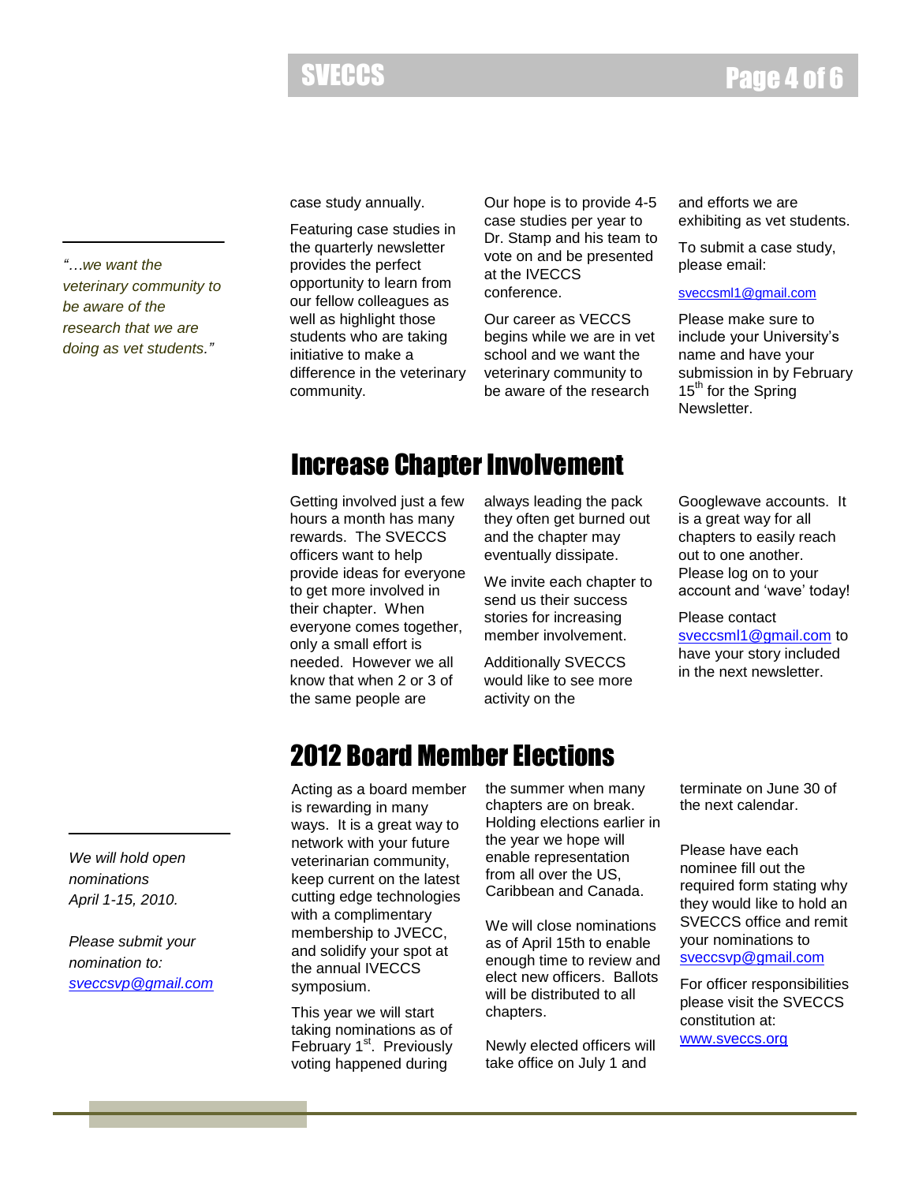*"…we want the veterinary community to be aware of the research that we are doing as vet students."*

case study annually.

Featuring case studies in the quarterly newsletter provides the perfect opportunity to learn from our fellow colleagues as well as highlight those students who are taking initiative to make a difference in the veterinary community.

Our hope is to provide 4-5 case studies per year to Dr. Stamp and his team to vote on and be presented at the IVECCS conference.

Our career as VECCS begins while we are in vet school and we want the veterinary community to be aware of the research and efforts we are exhibiting as vet students.

To submit a case study, please email:

sveccsml1@gmail.com

Please make sure to include your University's name and have your submission in by February 15th for the Spring Newsletter.

# Increase Chapter Involvement

Getting involved just a few hours a month has many rewards. The SVECCS officers want to help provide ideas for everyone to get more involved in their chapter. When everyone comes together, only a small effort is needed. However we all know that when 2 or 3 of the same people are always leading the pack they often get burned out and the chapter may eventually dissipate.

We invite each chapter to send us their success stories for increasing member involvement.

Additionally SVECCS would like to see more activity on the Googlewave accounts. It is a great way for all chapters to easily reach out to one another. Please log on to your account and 'wave' today!

Please contact sveccsml1@gmail.com to have your story included in the next newsletter.

# 2012 Board Member Elections

*We will hold open nominations April 1-15, 2010.*

*Please submit your nomination to: sveccsvp@gmail.com*

Acting as a board member is rewarding in many ways. It is a great way to network with your future veterinarian community, keep current on the latest cutting edge technologies with a complimentary membership to JVECC, and solidify your spot at the annual IVECCS symposium.

This year we will start taking nominations as of February 1st. Previously voting happened during the summer when many chapters are on break. Holding elections earlier in the year we hope will enable representation from all over the US, Caribbean and Canada.

We will close nominations as of April 15th to enable enough time to review and elect new officers. Ballots will be distributed to all chapters.

Newly elected officers will take office on July 1 and terminate on June 30 of the next calendar.

Please have each nominee fill out the required form stating why they would like to hold an SVECCS office and remit your nominations to sveccsvp@gmail.com

For officer responsibilities please visit the SVECCS constitution at: www.sveccs.org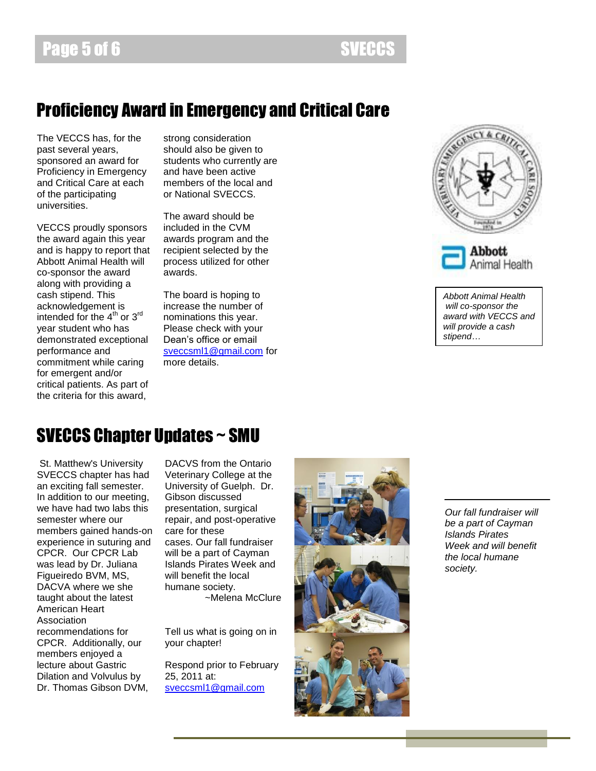## Proficiency Award in Emergency and Critical Care

The VECCS has, for the past several years, sponsored an award for Proficiency in Emergency and Critical Care at each of the participating universities.

VECCS proudly sponsors the award again this year and is happy to report that Abbott Animal Health will co-sponsor the award along with providing a cash stipend. This acknowledgement is intended for the 4th or 3rd year student who has demonstrated exceptional performance and commitment while caring for emergent and/or critical patients. As part of the criteria for this award, strong consideration should also be given to students who currently are and have been active members of the local and or National SVECCS.

The award should be included in the CVM awards program and the recipient selected by the process utilized for other awards.

The board is hoping to increase the number of nominations this year. Please check with your Dean's office or email sveccsml1@gmail.com for more details.

*Abbott Animal Health will co-sponsor the award with VECCS and will provide a cash stipend…*

## SVECCS Chapter Updates ~ SMU

St. Matthew's University SVECCS chapter has had an exciting fall semester. In addition to our meeting, we have had two labs this semester where our members gained hands-on experience in suturing and CPCR. Our CPCR Lab was lead by Dr. Juliana Figueiredo BVM, MS, DACVA where we she taught about the latest American Heart Association recommendations for CPCR. Additionally, our members enjoyed a lecture about Gastric Dilation and Volvulus by Dr. Thomas Gibson DVM, DACVS from the Ontario Veterinary College at the University of Guelph. Dr. Gibson discussed presentation, surgical repair, and post-operative care for these cases. Our fall fundraiser will be a part of Cayman Islands Pirates Week and will benefit the local humane society.

~Melena McClure

Tell us what is going on in your chapter!

Respond prior to February 25, 2011 at: sveccsml1@gmail.com

*Our fall fundraiser will be a part of Cayman Islands Pirates Week and will benefit the local humane society.*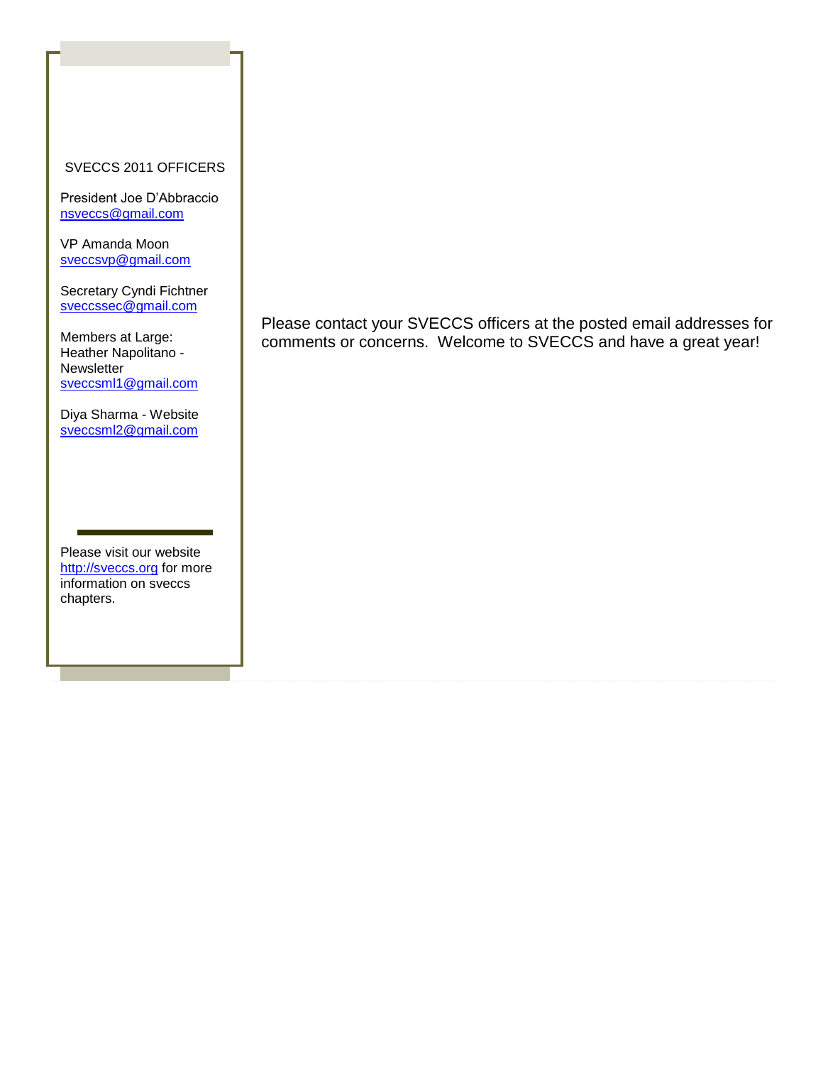SVECCS 2011 OFFICERS

President Joe D'Abbraccio
nsveccs@gmail.com

VP Amanda Moon
sveccsvp@gmail.com

Secretary Cyndi Fichtner
sveccssec@gmail.com

Members at Large:
Heather Napolitano - Newsletter
sveccsml1@gmail.com

Diya Sharma - Website
sveccsml2@gmail.com

---

Please visit our website http://sveccs.org for more information on sveccs chapters.

Please contact your SVECCS officers at the posted email addresses for comments or concerns. Welcome to SVECCS and have a great year!